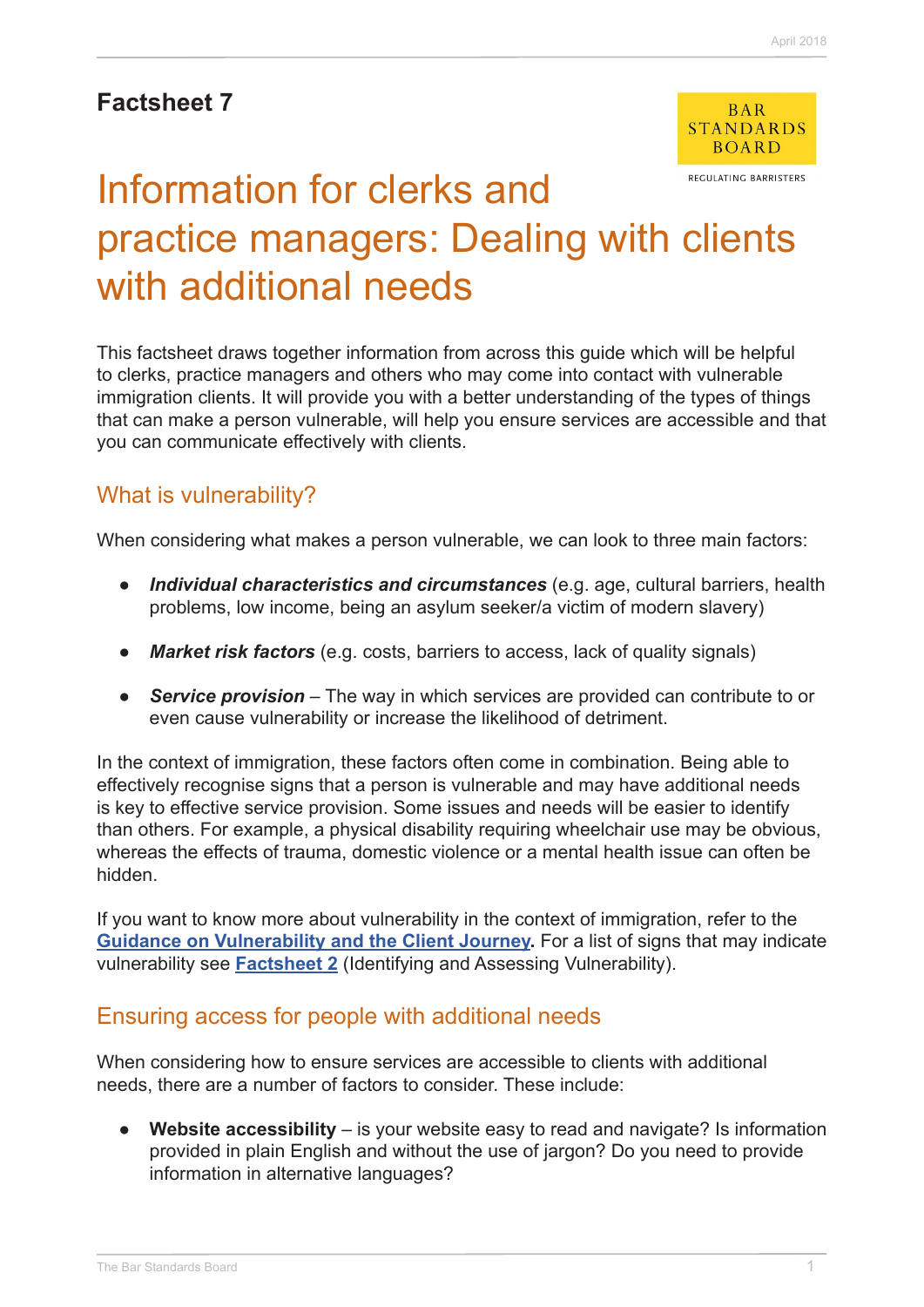**Factsheet 7**

BAR STANDARDS BOARD

REGULATING BARRISTERS

# Information for clerks and practice managers: Dealing with clients with additional needs

This factsheet draws together information from across this guide which will be helpful to clerks, practice managers and others who may come into contact with vulnerable immigration clients. It will provide you with a better understanding of the types of things that can make a person vulnerable, will help you ensure services are accessible and that you can communicate effectively with clients.

## What is vulnerability?

When considering what makes a person vulnerable, we can look to three main factors:

- ***Individual characteristics and circumstances*** (e.g. age, cultural barriers, health problems, low income, being an asylum seeker/a victim of modern slavery)
- ***Market risk factors*** (e.g. costs, barriers to access, lack of quality signals)
- ***Service provision*** – The way in which services are provided can contribute to or even cause vulnerability or increase the likelihood of detriment.

In the context of immigration, these factors often come in combination. Being able to effectively recognise signs that a person is vulnerable and may have additional needs is key to effective service provision. Some issues and needs will be easier to identify than others. For example, a physical disability requiring wheelchair use may be obvious, whereas the effects of trauma, domestic violence or a mental health issue can often be hidden.

If you want to know more about vulnerability in the context of immigration, refer to the **Guidance on Vulnerability and the Client Journey**. For a list of signs that may indicate vulnerability see **Factsheet 2** (Identifying and Assessing Vulnerability).

## Ensuring access for people with additional needs

When considering how to ensure services are accessible to clients with additional needs, there are a number of factors to consider. These include:

- **Website accessibility** – is your website easy to read and navigate? Is information provided in plain English and without the use of jargon? Do you need to provide information in alternative languages?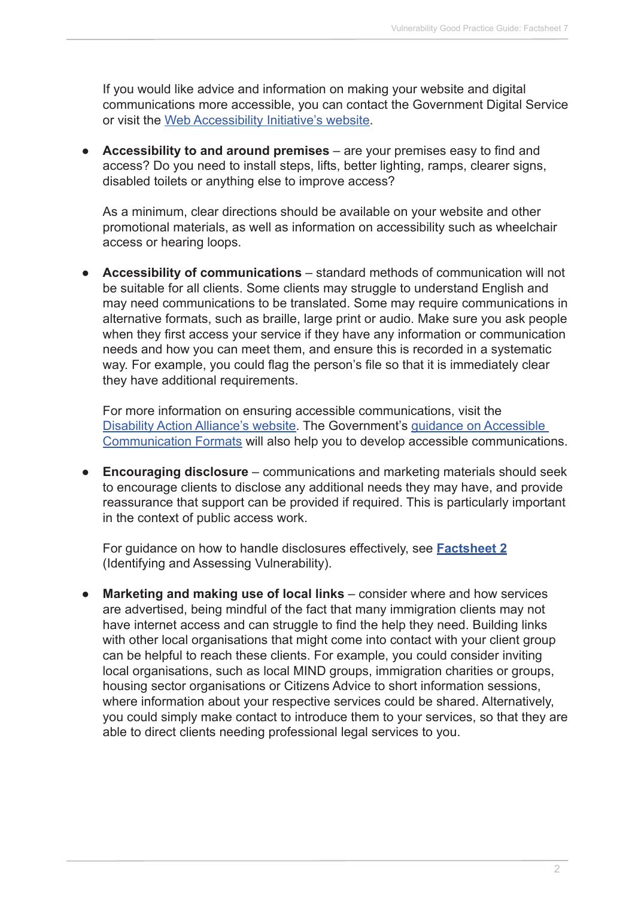If you would like advice and information on making your website and digital communications more accessible, you can contact the Government Digital Service or visit the Web Accessibility Initiative's website.

- **Accessibility to and around premises** – are your premises easy to find and access? Do you need to install steps, lifts, better lighting, ramps, clearer signs, disabled toilets or anything else to improve access?

  As a minimum, clear directions should be available on your website and other promotional materials, as well as information on accessibility such as wheelchair access or hearing loops.

- **Accessibility of communications** – standard methods of communication will not be suitable for all clients. Some clients may struggle to understand English and may need communications to be translated. Some may require communications in alternative formats, such as braille, large print or audio. Make sure you ask people when they first access your service if they have any information or communication needs and how you can meet them, and ensure this is recorded in a systematic way. For example, you could flag the person's file so that it is immediately clear they have additional requirements.

  For more information on ensuring accessible communications, visit the Disability Action Alliance's website. The Government's guidance on Accessible Communication Formats will also help you to develop accessible communications.

- **Encouraging disclosure** – communications and marketing materials should seek to encourage clients to disclose any additional needs they may have, and provide reassurance that support can be provided if required. This is particularly important in the context of public access work.

  For guidance on how to handle disclosures effectively, see **Factsheet 2** (Identifying and Assessing Vulnerability).

- **Marketing and making use of local links** – consider where and how services are advertised, being mindful of the fact that many immigration clients may not have internet access and can struggle to find the help they need. Building links with other local organisations that might come into contact with your client group can be helpful to reach these clients. For example, you could consider inviting local organisations, such as local MIND groups, immigration charities or groups, housing sector organisations or Citizens Advice to short information sessions, where information about your respective services could be shared. Alternatively, you could simply make contact to introduce them to your services, so that they are able to direct clients needing professional legal services to you.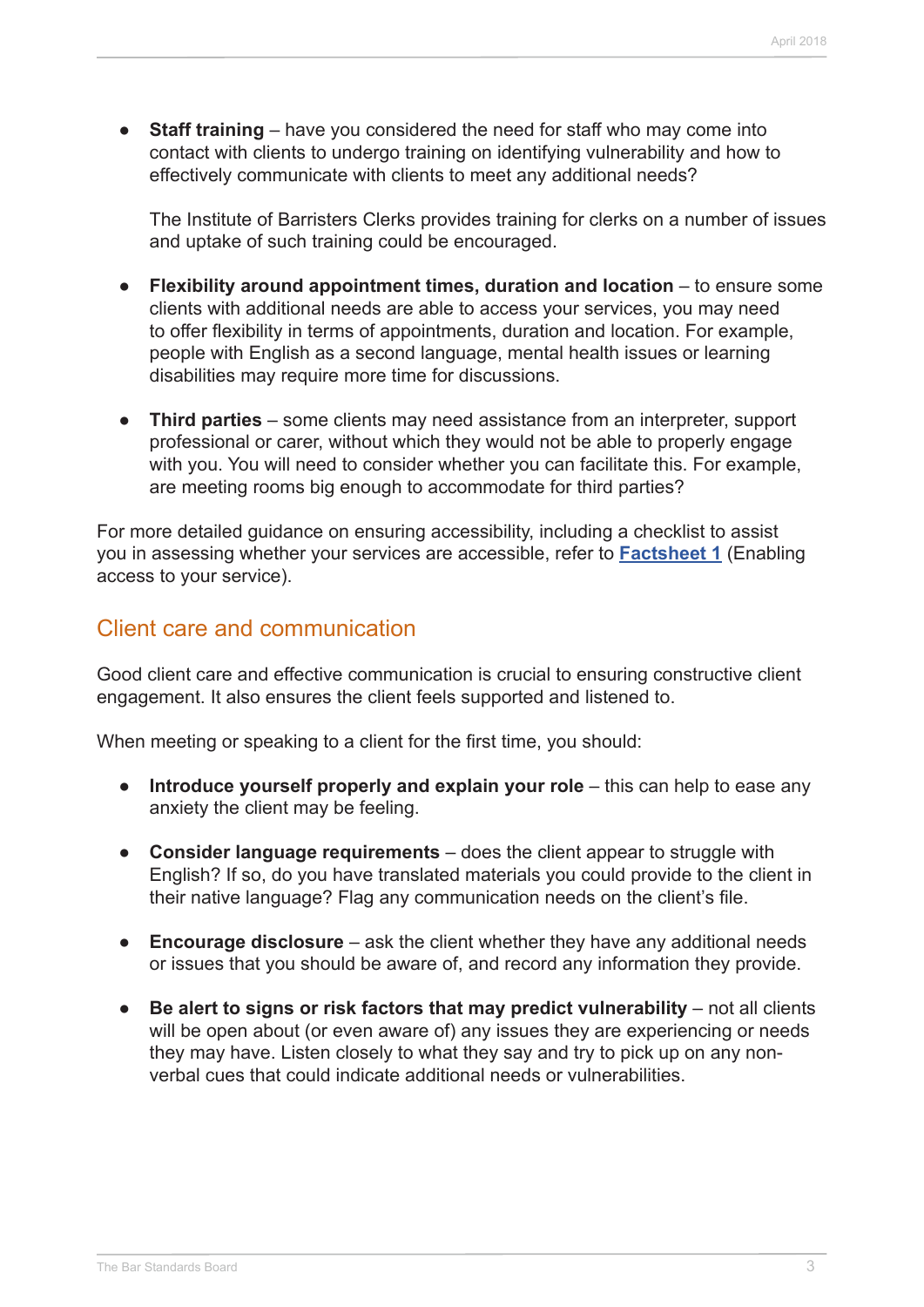- **Staff training** – have you considered the need for staff who may come into contact with clients to undergo training on identifying vulnerability and how to effectively communicate with clients to meet any additional needs?

  The Institute of Barristers Clerks provides training for clerks on a number of issues and uptake of such training could be encouraged.

- **Flexibility around appointment times, duration and location** – to ensure some clients with additional needs are able to access your services, you may need to offer flexibility in terms of appointments, duration and location. For example, people with English as a second language, mental health issues or learning disabilities may require more time for discussions.

- **Third parties** – some clients may need assistance from an interpreter, support professional or carer, without which they would not be able to properly engage with you. You will need to consider whether you can facilitate this. For example, are meeting rooms big enough to accommodate for third parties?

For more detailed guidance on ensuring accessibility, including a checklist to assist you in assessing whether your services are accessible, refer to **Factsheet 1** (Enabling access to your service).

## Client care and communication

Good client care and effective communication is crucial to ensuring constructive client engagement. It also ensures the client feels supported and listened to.

When meeting or speaking to a client for the first time, you should:

- **Introduce yourself properly and explain your role** – this can help to ease any anxiety the client may be feeling.

- **Consider language requirements** – does the client appear to struggle with English? If so, do you have translated materials you could provide to the client in their native language? Flag any communication needs on the client's file.

- **Encourage disclosure** – ask the client whether they have any additional needs or issues that you should be aware of, and record any information they provide.

- **Be alert to signs or risk factors that may predict vulnerability** – not all clients will be open about (or even aware of) any issues they are experiencing or needs they may have. Listen closely to what they say and try to pick up on any non-verbal cues that could indicate additional needs or vulnerabilities.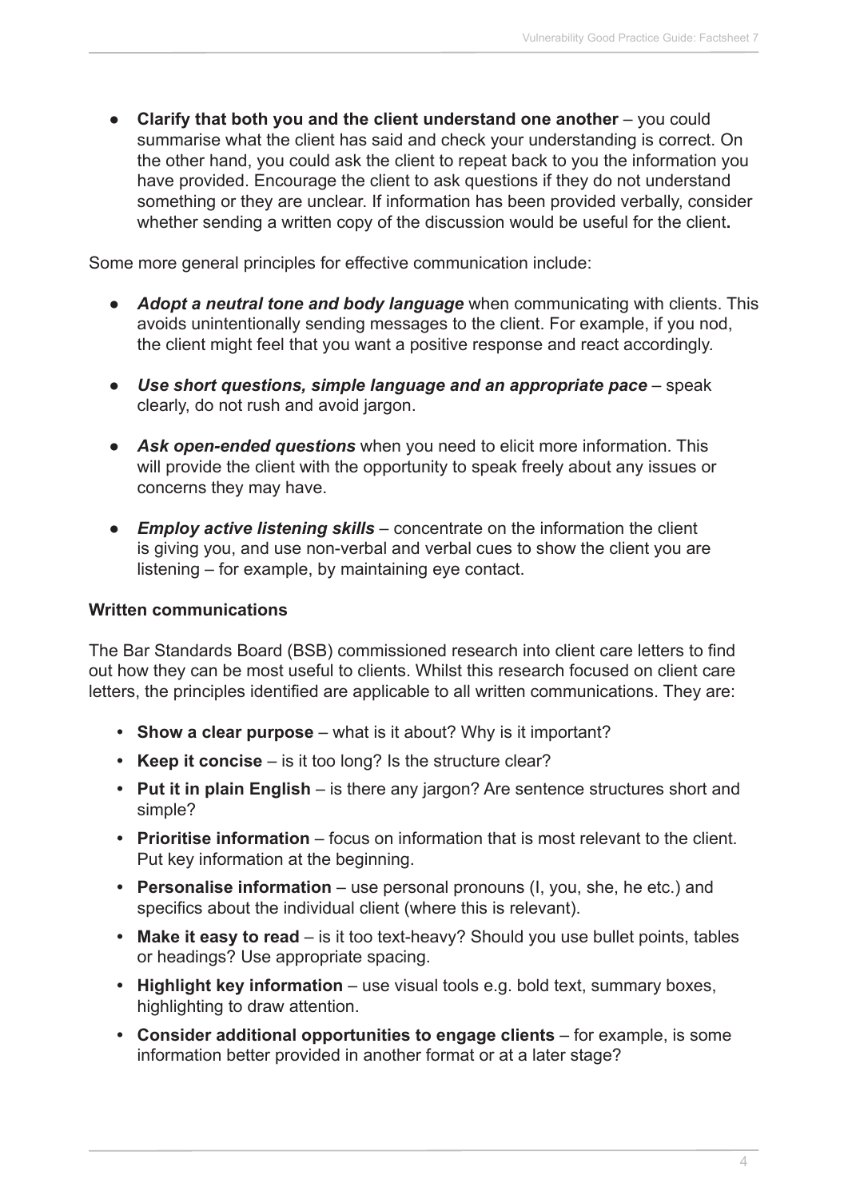- **Clarify that both you and the client understand one another** – you could summarise what the client has said and check your understanding is correct. On the other hand, you could ask the client to repeat back to you the information you have provided. Encourage the client to ask questions if they do not understand something or they are unclear. If information has been provided verbally, consider whether sending a written copy of the discussion would be useful for the client**.**

Some more general principles for effective communication include:

- ***Adopt a neutral tone and body language*** when communicating with clients. This avoids unintentionally sending messages to the client. For example, if you nod, the client might feel that you want a positive response and react accordingly.
- ***Use short questions, simple language and an appropriate pace*** – speak clearly, do not rush and avoid jargon.
- ***Ask open-ended questions*** when you need to elicit more information. This will provide the client with the opportunity to speak freely about any issues or concerns they may have.
- ***Employ active listening skills*** – concentrate on the information the client is giving you, and use non-verbal and verbal cues to show the client you are listening – for example, by maintaining eye contact.

**Written communications**

The Bar Standards Board (BSB) commissioned research into client care letters to find out how they can be most useful to clients. Whilst this research focused on client care letters, the principles identified are applicable to all written communications. They are:

- **Show a clear purpose** – what is it about? Why is it important?
- **Keep it concise** – is it too long? Is the structure clear?
- **Put it in plain English** – is there any jargon? Are sentence structures short and simple?
- **Prioritise information** – focus on information that is most relevant to the client. Put key information at the beginning.
- **Personalise information** – use personal pronouns (I, you, she, he etc.) and specifics about the individual client (where this is relevant).
- **Make it easy to read** – is it too text-heavy? Should you use bullet points, tables or headings? Use appropriate spacing.
- **Highlight key information** – use visual tools e.g. bold text, summary boxes, highlighting to draw attention.
- **Consider additional opportunities to engage clients** – for example, is some information better provided in another format or at a later stage?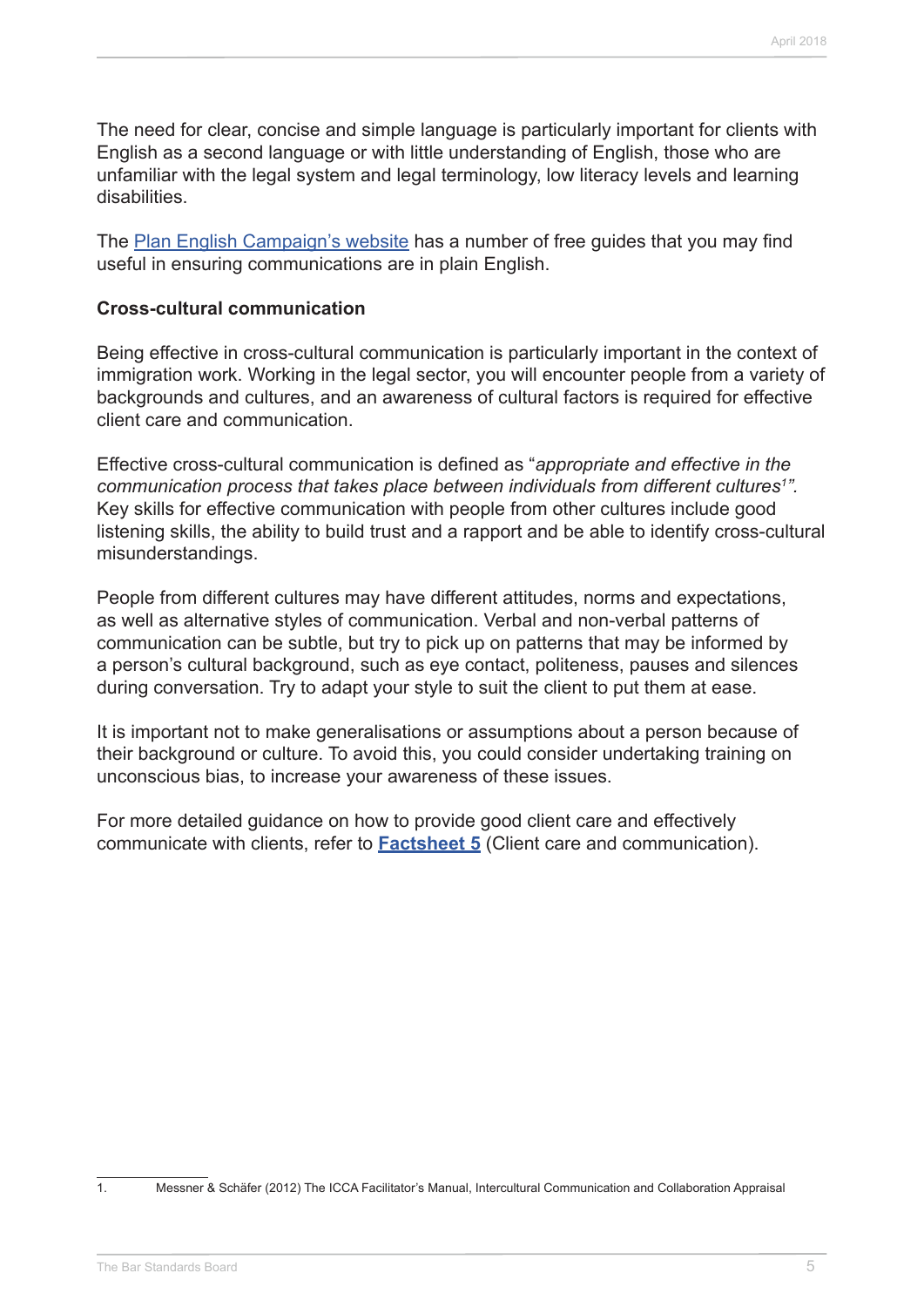The need for clear, concise and simple language is particularly important for clients with English as a second language or with little understanding of English, those who are unfamiliar with the legal system and legal terminology, low literacy levels and learning disabilities.

The [Plan English Campaign's website](#) has a number of free guides that you may find useful in ensuring communications are in plain English.

**Cross-cultural communication**

Being effective in cross-cultural communication is particularly important in the context of immigration work. Working in the legal sector, you will encounter people from a variety of backgrounds and cultures, and an awareness of cultural factors is required for effective client care and communication.

Effective cross-cultural communication is defined as "*appropriate and effective in the communication process that takes place between individuals from different cultures*[1]*"*. Key skills for effective communication with people from other cultures include good listening skills, the ability to build trust and a rapport and be able to identify cross-cultural misunderstandings.

People from different cultures may have different attitudes, norms and expectations, as well as alternative styles of communication. Verbal and non-verbal patterns of communication can be subtle, but try to pick up on patterns that may be informed by a person's cultural background, such as eye contact, politeness, pauses and silences during conversation. Try to adapt your style to suit the client to put them at ease.

It is important not to make generalisations or assumptions about a person because of their background or culture. To avoid this, you could consider undertaking training on unconscious bias, to increase your awareness of these issues.

For more detailed guidance on how to provide good client care and effectively communicate with clients, refer to **[Factsheet 5](#)** (Client care and communication).

---

1. Messner & Schäfer (2012) The ICCA Facilitator's Manual, Intercultural Communication and Collaboration Appraisal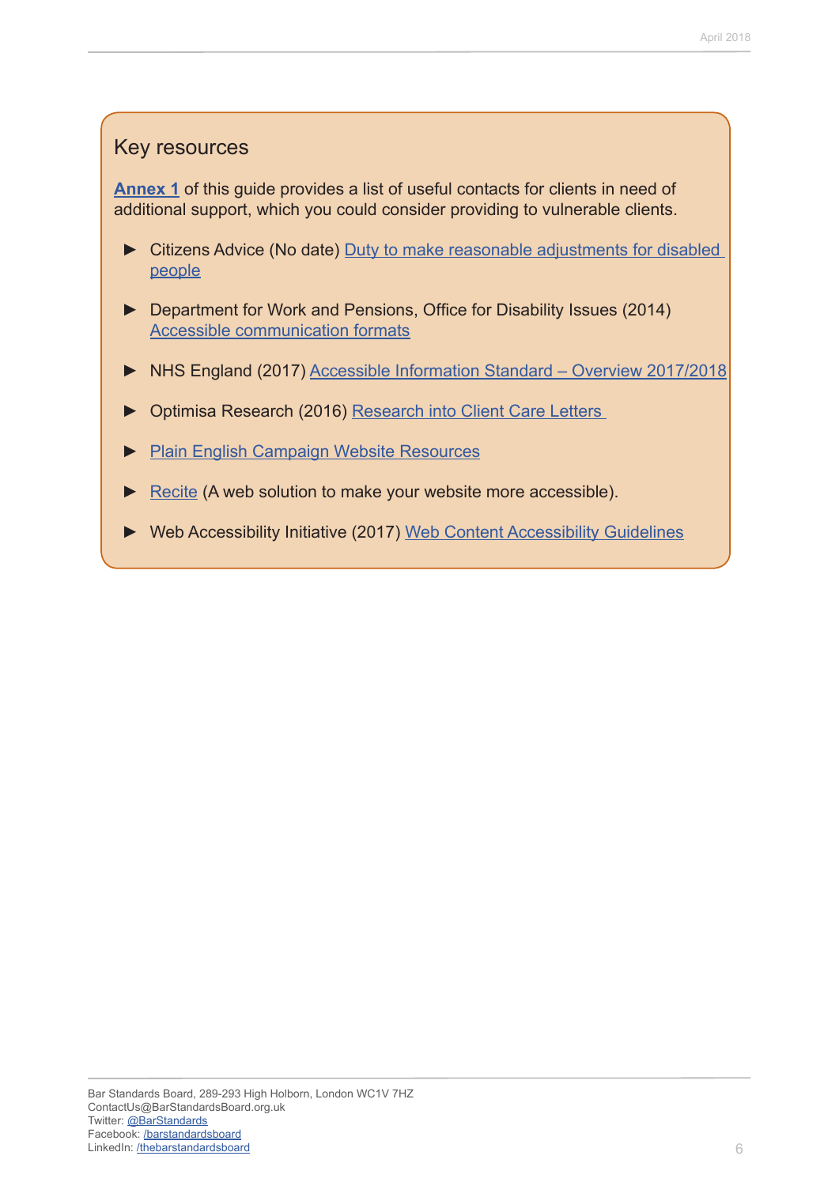## Key resources

**Annex 1** of this guide provides a list of useful contacts for clients in need of additional support, which you could consider providing to vulnerable clients.

- Citizens Advice (No date) Duty to make reasonable adjustments for disabled people
- Department for Work and Pensions, Office for Disability Issues (2014) Accessible communication formats
- NHS England (2017) Accessible Information Standard – Overview 2017/2018
- Optimisa Research (2016) Research into Client Care Letters
- Plain English Campaign Website Resources
- Recite (A web solution to make your website more accessible).
- Web Accessibility Initiative (2017) Web Content Accessibility Guidelines

Bar Standards Board, 289-293 High Holborn, London WC1V 7HZ
ContactUs@BarStandardsBoard.org.uk
Twitter: @BarStandards
Facebook: /barstandardsboard
LinkedIn: /thebarstandardsboard